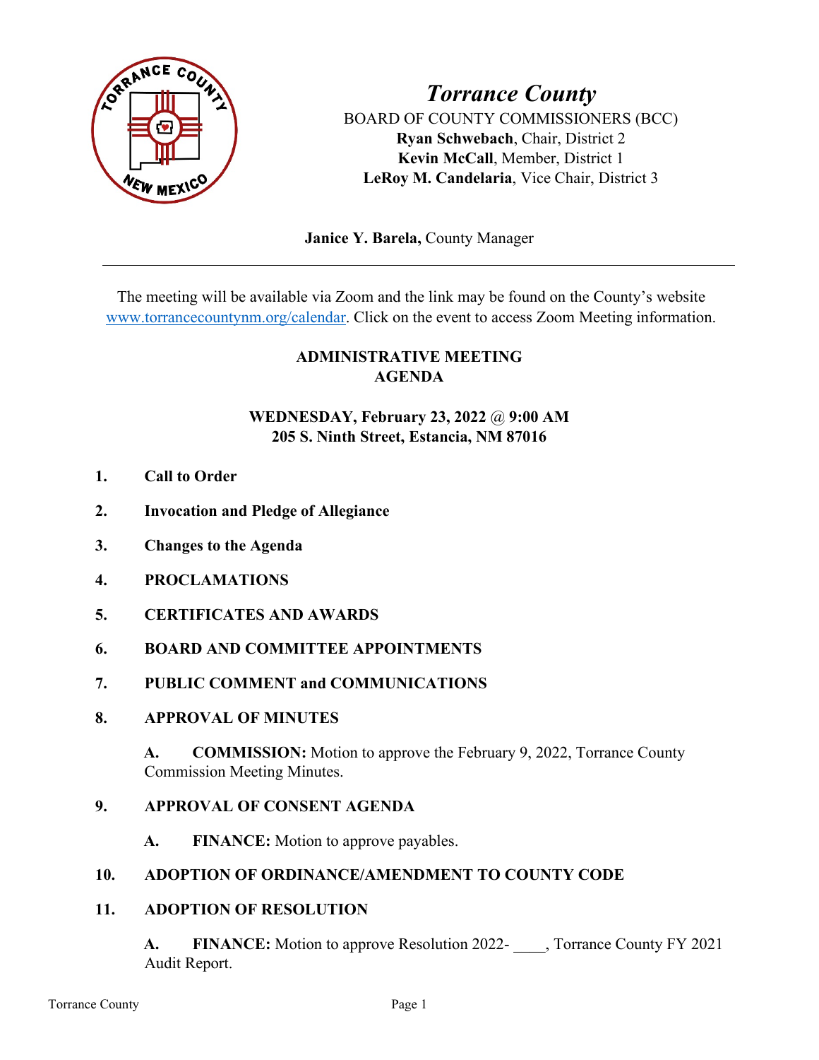# *Torrance County*

BOARD OF COUNTY COMMISSIONERS (BCC)
**Ryan Schwebach**, Chair, District 2
**Kevin McCall**, Member, District 1
**LeRoy M. Candelaria**, Vice Chair, District 3

**Janice Y. Barela,** County Manager

---

The meeting will be available via Zoom and the link may be found on the County's website www.torrancecountynm.org/calendar. Click on the event to access Zoom Meeting information.

## ADMINISTRATIVE MEETING AGENDA

### WEDNESDAY, February 23, 2022 @ 9:00 AM
### 205 S. Ninth Street, Estancia, NM 87016

1. **Call to Order**

2. **Invocation and Pledge of Allegiance**

3. **Changes to the Agenda**

4. **PROCLAMATIONS**

5. **CERTIFICATES AND AWARDS**

6. **BOARD AND COMMITTEE APPOINTMENTS**

7. **PUBLIC COMMENT and COMMUNICATIONS**

8. **APPROVAL OF MINUTES**

   **A. COMMISSION:** Motion to approve the February 9, 2022, Torrance County Commission Meeting Minutes.

9. **APPROVAL OF CONSENT AGENDA**

   **A. FINANCE:** Motion to approve payables.

10. **ADOPTION OF ORDINANCE/AMENDMENT TO COUNTY CODE**

11. **ADOPTION OF RESOLUTION**

    **A. FINANCE:** Motion to approve Resolution 2022- ____, Torrance County FY 2021 Audit Report.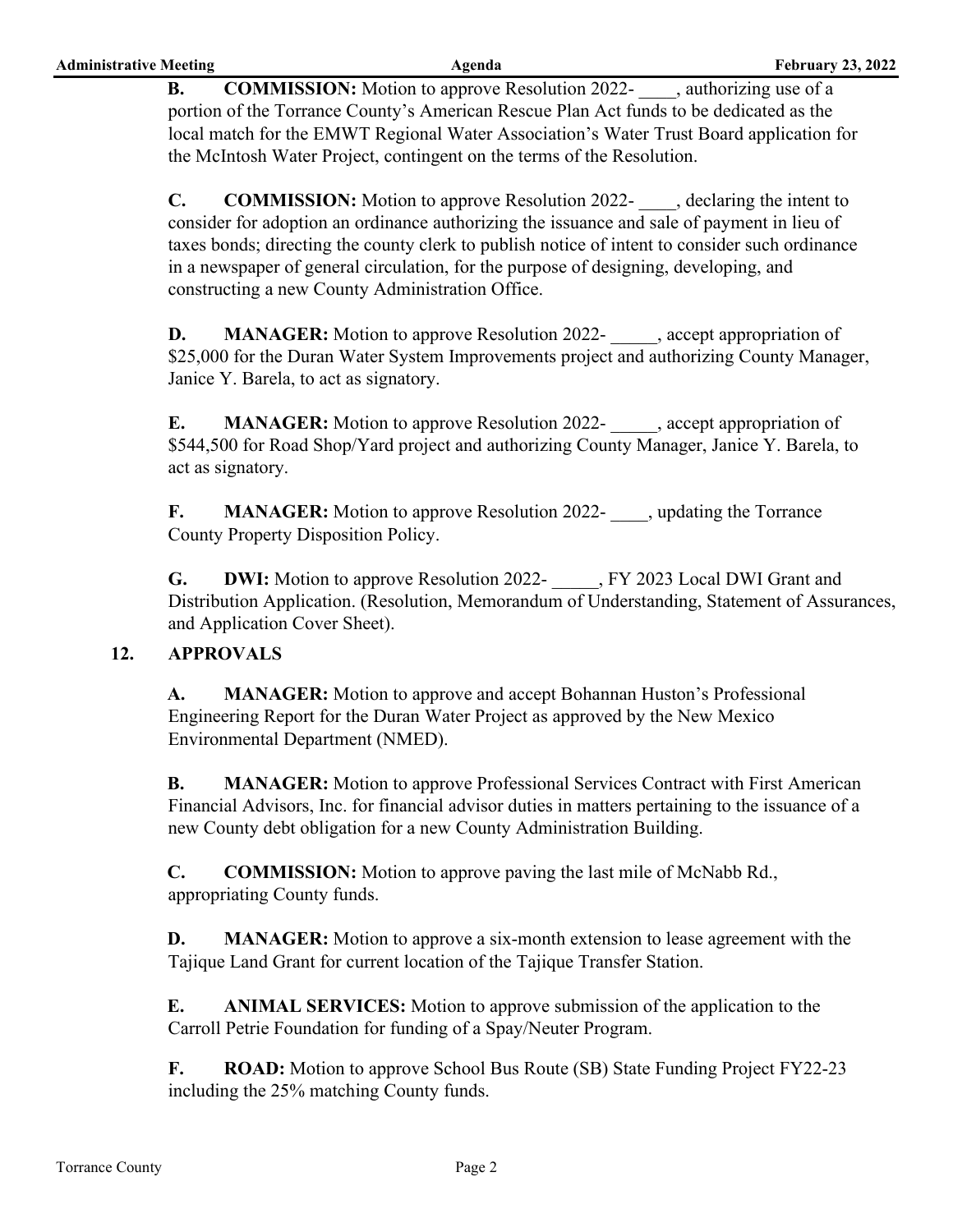**B. COMMISSION:** Motion to approve Resolution 2022- ____, authorizing use of a portion of the Torrance County's American Rescue Plan Act funds to be dedicated as the local match for the EMWT Regional Water Association's Water Trust Board application for the McIntosh Water Project, contingent on the terms of the Resolution.

**C. COMMISSION:** Motion to approve Resolution 2022- ____, declaring the intent to consider for adoption an ordinance authorizing the issuance and sale of payment in lieu of taxes bonds; directing the county clerk to publish notice of intent to consider such ordinance in a newspaper of general circulation, for the purpose of designing, developing, and constructing a new County Administration Office.

**D. MANAGER:** Motion to approve Resolution 2022- _____, accept appropriation of $25,000 for the Duran Water System Improvements project and authorizing County Manager, Janice Y. Barela, to act as signatory.

**E. MANAGER:** Motion to approve Resolution 2022- _____, accept appropriation of $544,500 for Road Shop/Yard project and authorizing County Manager, Janice Y. Barela, to act as signatory.

**F. MANAGER:** Motion to approve Resolution 2022- ____, updating the Torrance County Property Disposition Policy.

**G. DWI:** Motion to approve Resolution 2022- _____, FY 2023 Local DWI Grant and Distribution Application. (Resolution, Memorandum of Understanding, Statement of Assurances, and Application Cover Sheet).

## 12. APPROVALS

**A. MANAGER:** Motion to approve and accept Bohannan Huston's Professional Engineering Report for the Duran Water Project as approved by the New Mexico Environmental Department (NMED).

**B. MANAGER:** Motion to approve Professional Services Contract with First American Financial Advisors, Inc. for financial advisor duties in matters pertaining to the issuance of a new County debt obligation for a new County Administration Building.

**C. COMMISSION:** Motion to approve paving the last mile of McNabb Rd., appropriating County funds.

**D. MANAGER:** Motion to approve a six-month extension to lease agreement with the Tajique Land Grant for current location of the Tajique Transfer Station.

**E. ANIMAL SERVICES:** Motion to approve submission of the application to the Carroll Petrie Foundation for funding of a Spay/Neuter Program.

**F. ROAD:** Motion to approve School Bus Route (SB) State Funding Project FY22-23 including the 25% matching County funds.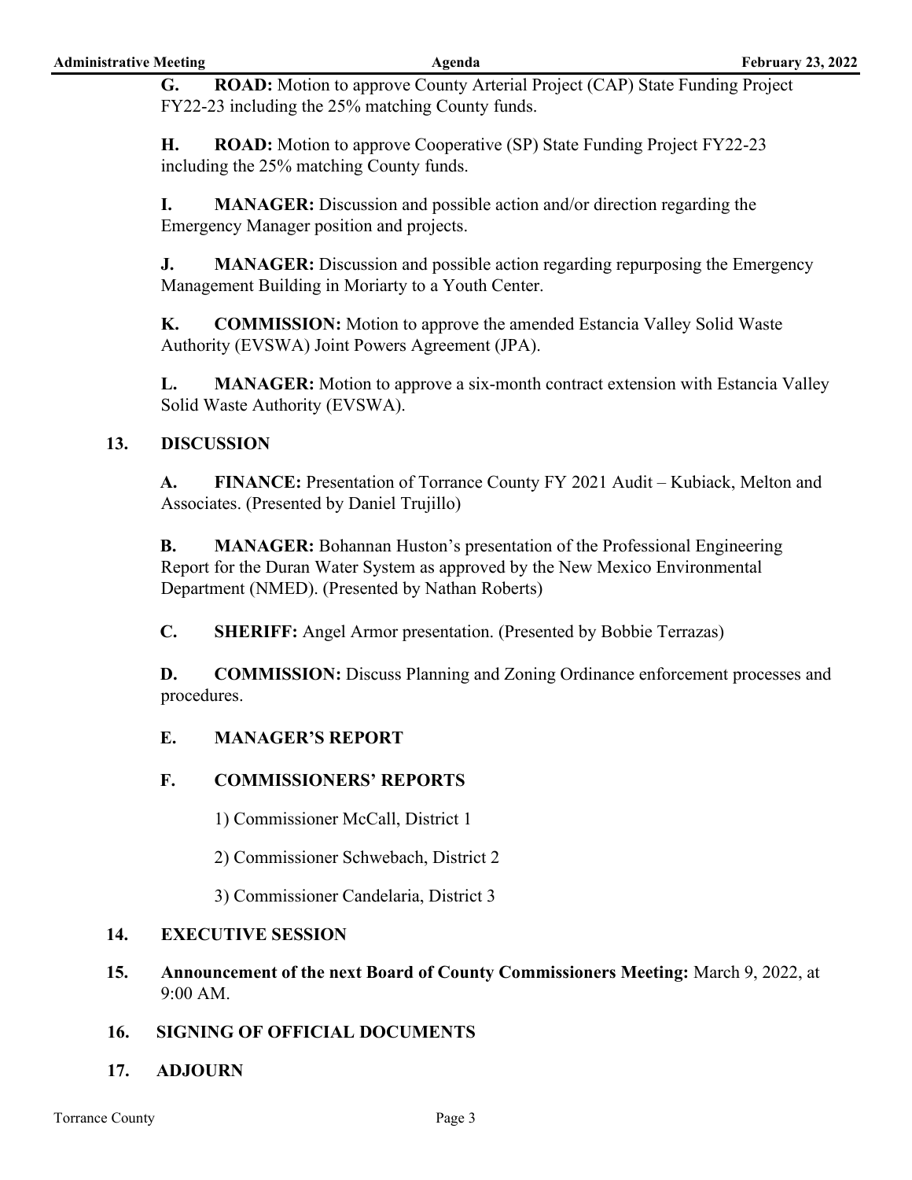**G. ROAD:** Motion to approve County Arterial Project (CAP) State Funding Project FY22-23 including the 25% matching County funds.

**H. ROAD:** Motion to approve Cooperative (SP) State Funding Project FY22-23 including the 25% matching County funds.

**I. MANAGER:** Discussion and possible action and/or direction regarding the Emergency Manager position and projects.

**J. MANAGER:** Discussion and possible action regarding repurposing the Emergency Management Building in Moriarty to a Youth Center.

**K. COMMISSION:** Motion to approve the amended Estancia Valley Solid Waste Authority (EVSWA) Joint Powers Agreement (JPA).

**L. MANAGER:** Motion to approve a six-month contract extension with Estancia Valley Solid Waste Authority (EVSWA).

**13. DISCUSSION**

**A. FINANCE:** Presentation of Torrance County FY 2021 Audit – Kubiack, Melton and Associates. (Presented by Daniel Trujillo)

**B. MANAGER:** Bohannan Huston's presentation of the Professional Engineering Report for the Duran Water System as approved by the New Mexico Environmental Department (NMED). (Presented by Nathan Roberts)

**C. SHERIFF:** Angel Armor presentation. (Presented by Bobbie Terrazas)

**D. COMMISSION:** Discuss Planning and Zoning Ordinance enforcement processes and procedures.

**E. MANAGER'S REPORT**

**F. COMMISSIONERS' REPORTS**

1) Commissioner McCall, District 1

2) Commissioner Schwebach, District 2

3) Commissioner Candelaria, District 3

**14. EXECUTIVE SESSION**

**15. Announcement of the next Board of County Commissioners Meeting:** March 9, 2022, at 9:00 AM.

**16. SIGNING OF OFFICIAL DOCUMENTS**

**17. ADJOURN**